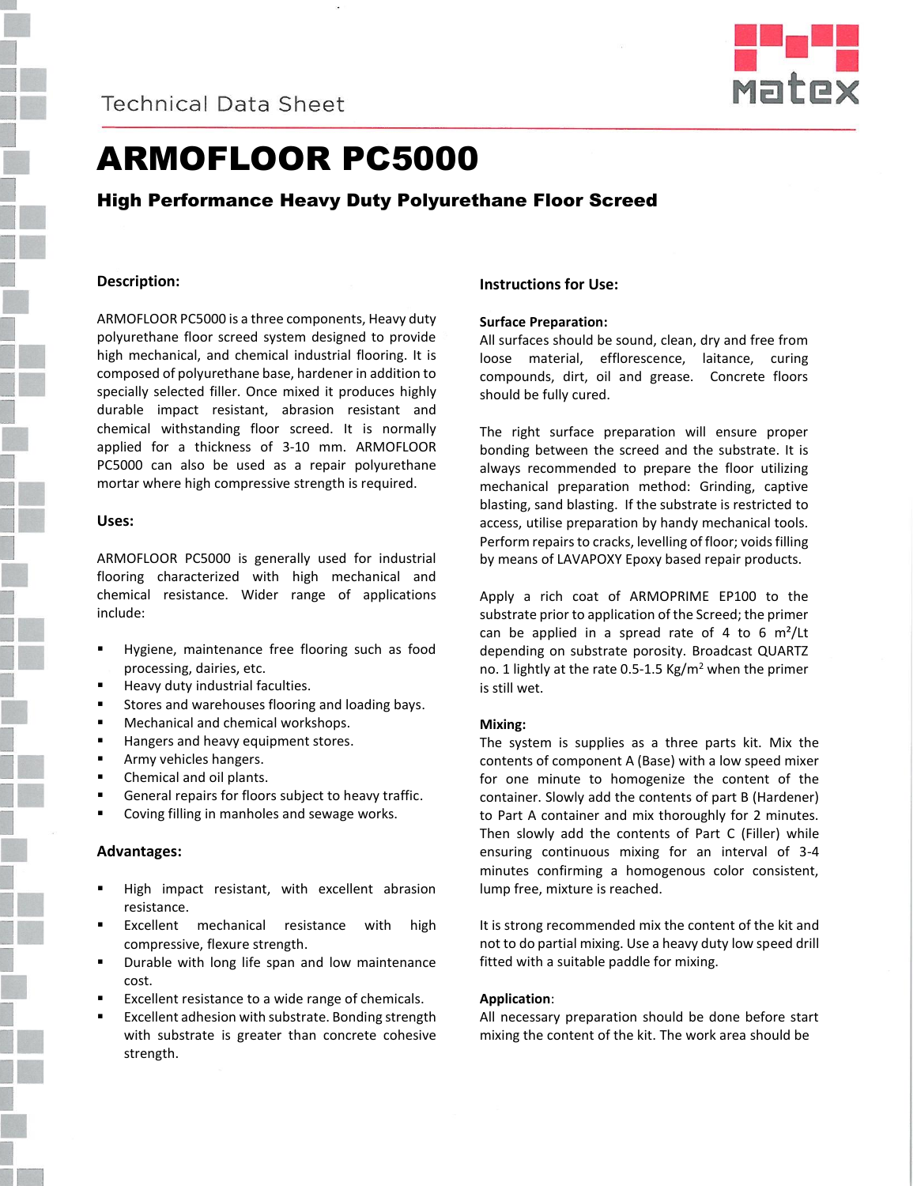Technical Data Sheet

# ARMOFLOOR PC5000

## High Performance Heavy Duty Polyurethane Floor Screed

### Description:

ARMOFLOOR PC5000 is a three components, Heavy duty polyurethane floor screed system designed to provide high mechanical, and chemical industrial flooring. It is composed of polyurethane base, hardener in addition to specially selected filler. Once mixed it produces highly durable impact resistant, abrasion resistant and chemical withstanding floor screed. It is normally applied for a thickness of 3-10 mm. ARMOFLOOR PC5000 can also be used as a repair polyurethane mortar where high compressive strength is required.

### Uses:

ARMOFLOOR PC5000 is generally used for industrial flooring characterized with high mechanical and chemical resistance. Wider range of applications include:

- Hygiene, maintenance free flooring such as food processing, dairies, etc.
- Heavy duty industrial faculties.
- Stores and warehouses flooring and loading bays.
- Mechanical and chemical workshops.
- Hangers and heavy equipment stores.
- Army vehicles hangers.
- Chemical and oil plants.
- General repairs for floors subject to heavy traffic.
- Coving filling in manholes and sewage works.

### Advantages:

- High impact resistant, with excellent abrasion resistance.
- Excellent mechanical resistance with high compressive, flexure strength.
- Durable with long life span and low maintenance cost.
- Excellent resistance to a wide range of chemicals.
- Excellent adhesion with substrate. Bonding strength with substrate is greater than concrete cohesive strength.

### Instructions for Use:

**Surface Preparation:**

All surfaces should be sound, clean, dry and free from loose material, efflorescence, laitance, curing compounds, dirt, oil and grease. Concrete floors should be fully cured.

The right surface preparation will ensure proper bonding between the screed and the substrate. It is always recommended to prepare the floor utilizing mechanical preparation method: Grinding, captive blasting, sand blasting. If the substrate is restricted to access, utilise preparation by handy mechanical tools. Perform repairs to cracks, levelling of floor; voids filling by means of LAVAPOXY Epoxy based repair products.

Apply a rich coat of ARMOPRIME EP100 to the substrate prior to application of the Screed; the primer can be applied in a spread rate of 4 to 6 $m^2$/Lt depending on substrate porosity. Broadcast QUARTZ no. 1 lightly at the rate 0.5-1.5 Kg/$m^2$ when the primer is still wet.

**Mixing:**

The system is supplies as a three parts kit. Mix the contents of component A (Base) with a low speed mixer for one minute to homogenize the content of the container. Slowly add the contents of part B (Hardener) to Part A container and mix thoroughly for 2 minutes. Then slowly add the contents of Part C (Filler) while ensuring continuous mixing for an interval of 3-4 minutes confirming a homogenous color consistent, lump free, mixture is reached.

It is strong recommended mix the content of the kit and not to do partial mixing. Use a heavy duty low speed drill fitted with a suitable paddle for mixing.

**Application:**

All necessary preparation should be done before start mixing the content of the kit. The work area should be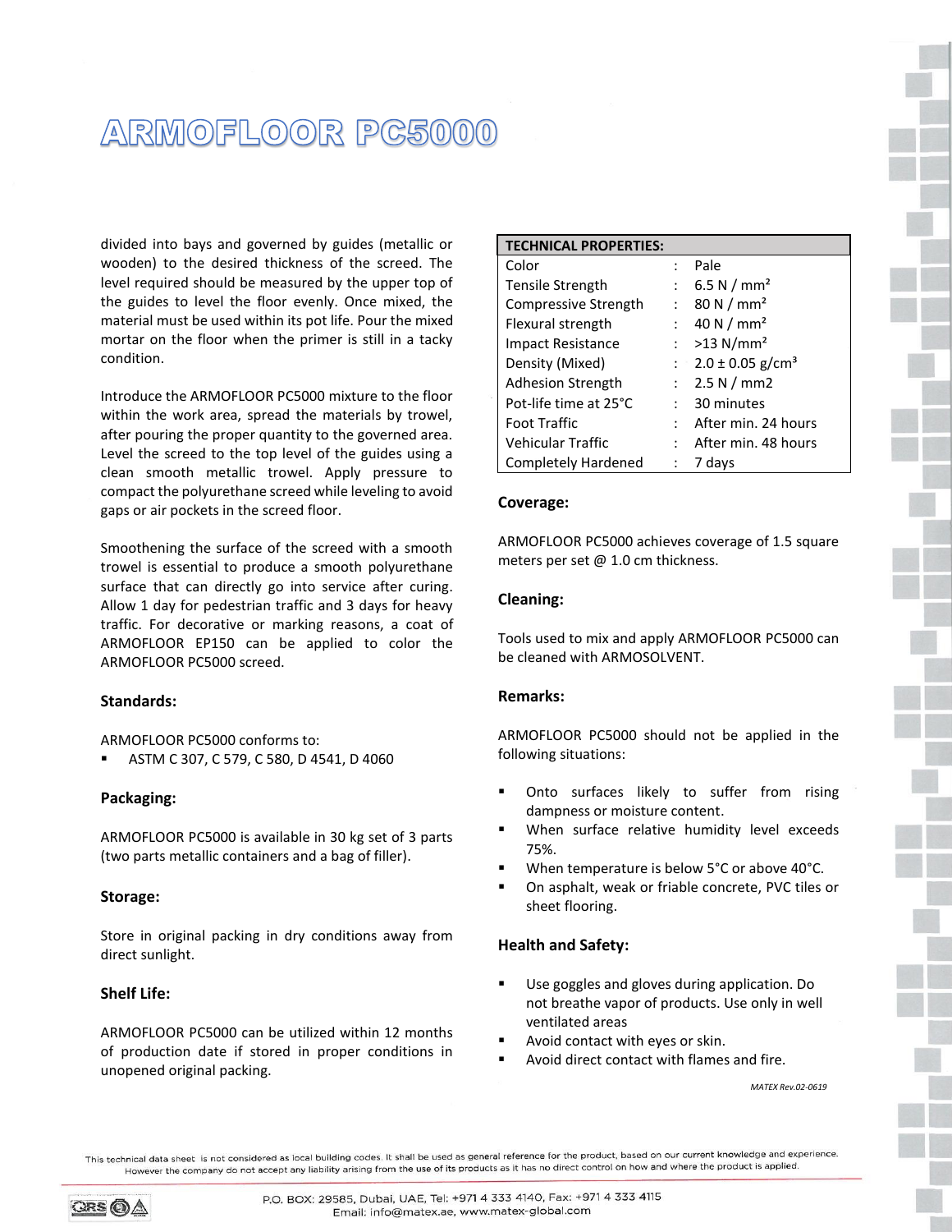// ARMOFLOOR PC5000

divided into bays and governed by guides (metallic or wooden) to the desired thickness of the screed. The level required should be measured by the upper top of the guides to level the floor evenly. Once mixed, the material must be used within its pot life. Pour the mixed mortar on the floor when the primer is still in a tacky condition.

Introduce the ARMOFLOOR PC5000 mixture to the floor within the work area, spread the materials by trowel, after pouring the proper quantity to the governed area. Level the screed to the top level of the guides using a clean smooth metallic trowel. Apply pressure to compact the polyurethane screed while leveling to avoid gaps or air pockets in the screed floor.

Smoothening the surface of the screed with a smooth trowel is essential to produce a smooth polyurethane surface that can directly go into service after curing. Allow 1 day for pedestrian traffic and 3 days for heavy traffic. For decorative or marking reasons, a coat of ARMOFLOOR EP150 can be applied to color the ARMOFLOOR PC5000 screed.

## Standards:

ARMOFLOOR PC5000 conforms to:

- ASTM C 307, C 579, C 580, D 4541, D 4060

## Packaging:

ARMOFLOOR PC5000 is available in 30 kg set of 3 parts (two parts metallic containers and a bag of filler).

## Storage:

Store in original packing in dry conditions away from direct sunlight.

## Shelf Life:

ARMOFLOOR PC5000 can be utilized within 12 months of production date if stored in proper conditions in unopened original packing.

| TECHNICAL PROPERTIES: | | |
|---|---|---|
| Color | : | Pale |
| Tensile Strength | : | 6.5 N / mm² |
| Compressive Strength | : | 80 N / mm² |
| Flexural strength | : | 40 N / mm² |
| Impact Resistance | : | >13 N/mm² |
| Density (Mixed) | : | 2.0 ± 0.05 g/cm³ |
| Adhesion Strength | : | 2.5 N / mm2 |
| Pot-life time at 25°C | : | 30 minutes |
| Foot Traffic | : | After min. 24 hours |
| Vehicular Traffic | : | After min. 48 hours |
| Completely Hardened | : | 7 days |

## Coverage:

ARMOFLOOR PC5000 achieves coverage of 1.5 square meters per set @ 1.0 cm thickness.

## Cleaning:

Tools used to mix and apply ARMOFLOOR PC5000 can be cleaned with ARMOSOLVENT.

## Remarks:

ARMOFLOOR PC5000 should not be applied in the following situations:

- Onto surfaces likely to suffer from rising dampness or moisture content.
- When surface relative humidity level exceeds 75%.
- When temperature is below 5°C or above 40°C.
- On asphalt, weak or friable concrete, PVC tiles or sheet flooring.

## Health and Safety:

- Use goggles and gloves during application. Do not breathe vapor of products. Use only in well ventilated areas
- Avoid contact with eyes or skin.
- Avoid direct contact with flames and fire.

*MATEX Rev.02-0619*

This technical data sheet is not considered as local building codes. It shall be used as general reference for the product, based on our current knowledge and experience. However the company do not accept any liability arising from the use of its products as it has no direct control on how and where the product is applied.

P.O. BOX: 29585, Dubai, UAE, Tel: +971 4 333 4140, Fax: +971 4 333 4115
Email: info@matex.ae, www.matex-global.com